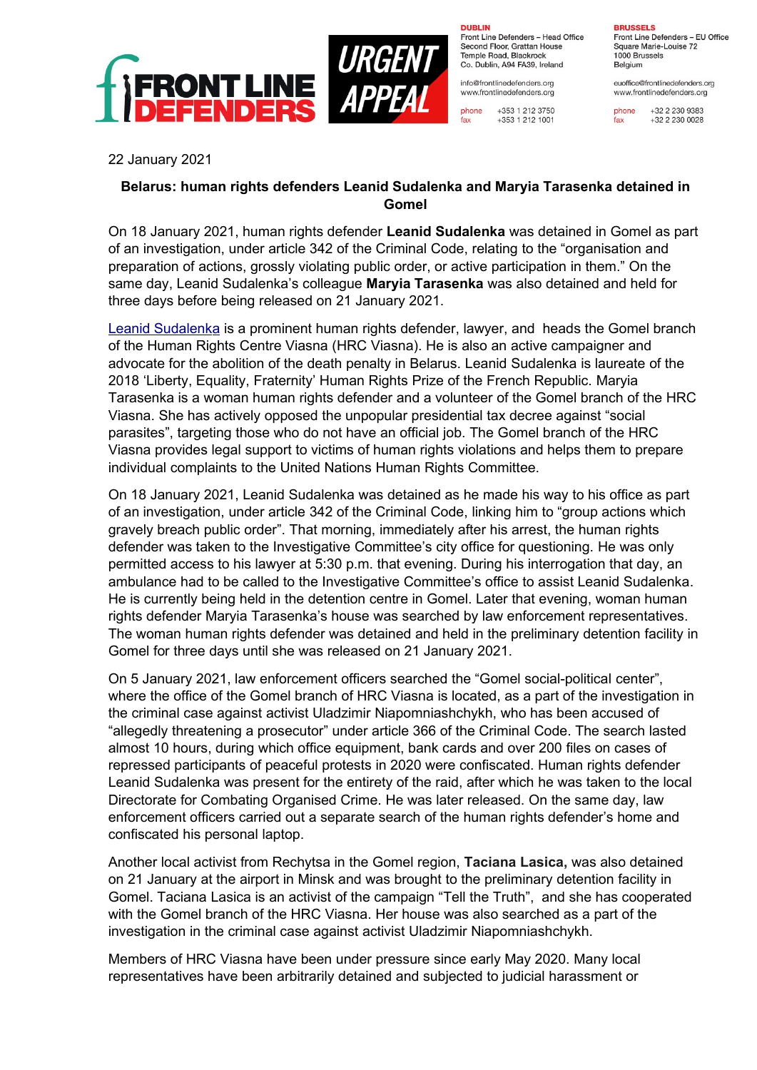FRONT LINE DEFENDERS

URGENT APPEAL

**DUBLIN**
Front Line Defenders – Head Office
Second Floor, Grattan House
Temple Road, Blackrock
Co. Dublin, A94 FA39, Ireland

info@frontlinedefenders.org
www.frontlinedefenders.org

phone +353 1 212 3750
fax +353 1 212 1001

**BRUSSELS**
Front Line Defenders – EU Office
Square Marie-Louise 72
1000 Brussels
Belgium

euoffice@frontlinedefenders.org
www.frontlinedefenders.org

phone +32 2 230 9383
fax +32 2 230 0028

22 January 2021

## Belarus: human rights defenders Leanid Sudalenka and Maryia Tarasenka detained in Gomel

On 18 January 2021, human rights defender **Leanid Sudalenka** was detained in Gomel as part of an investigation, under article 342 of the Criminal Code, relating to the "organisation and preparation of actions, grossly violating public order, or active participation in them." On the same day, Leanid Sudalenka's colleague **Maryia Tarasenka** was also detained and held for three days before being released on 21 January 2021.

Leanid Sudalenka is a prominent human rights defender, lawyer, and heads the Gomel branch of the Human Rights Centre Viasna (HRC Viasna). He is also an active campaigner and advocate for the abolition of the death penalty in Belarus. Leanid Sudalenka is laureate of the 2018 'Liberty, Equality, Fraternity' Human Rights Prize of the French Republic. Maryia Tarasenka is a woman human rights defender and a volunteer of the Gomel branch of the HRC Viasna. She has actively opposed the unpopular presidential tax decree against "social parasites", targeting those who do not have an official job. The Gomel branch of the HRC Viasna provides legal support to victims of human rights violations and helps them to prepare individual complaints to the United Nations Human Rights Committee.

On 18 January 2021, Leanid Sudalenka was detained as he made his way to his office as part of an investigation, under article 342 of the Criminal Code, linking him to "group actions which gravely breach public order". That morning, immediately after his arrest, the human rights defender was taken to the Investigative Committee's city office for questioning. He was only permitted access to his lawyer at 5:30 p.m. that evening. During his interrogation that day, an ambulance had to be called to the Investigative Committee's office to assist Leanid Sudalenka. He is currently being held in the detention centre in Gomel. Later that evening, woman human rights defender Maryia Tarasenka's house was searched by law enforcement representatives. The woman human rights defender was detained and held in the preliminary detention facility in Gomel for three days until she was released on 21 January 2021.

On 5 January 2021, law enforcement officers searched the "Gomel social-political center", where the office of the Gomel branch of HRC Viasna is located, as a part of the investigation in the criminal case against activist Uladzimir Niapomniashchykh, who has been accused of "allegedly threatening a prosecutor" under article 366 of the Criminal Code. The search lasted almost 10 hours, during which office equipment, bank cards and over 200 files on cases of repressed participants of peaceful protests in 2020 were confiscated. Human rights defender Leanid Sudalenka was present for the entirety of the raid, after which he was taken to the local Directorate for Combating Organised Crime. He was later released. On the same day, law enforcement officers carried out a separate search of the human rights defender's home and confiscated his personal laptop.

Another local activist from Rechytsa in the Gomel region, **Taciana Lasica,** was also detained on 21 January at the airport in Minsk and was brought to the preliminary detention facility in Gomel. Taciana Lasica is an activist of the campaign "Tell the Truth", and she has cooperated with the Gomel branch of the HRC Viasna. Her house was also searched as a part of the investigation in the criminal case against activist Uladzimir Niapomniashchykh.

Members of HRC Viasna have been under pressure since early May 2020. Many local representatives have been arbitrarily detained and subjected to judicial harassment or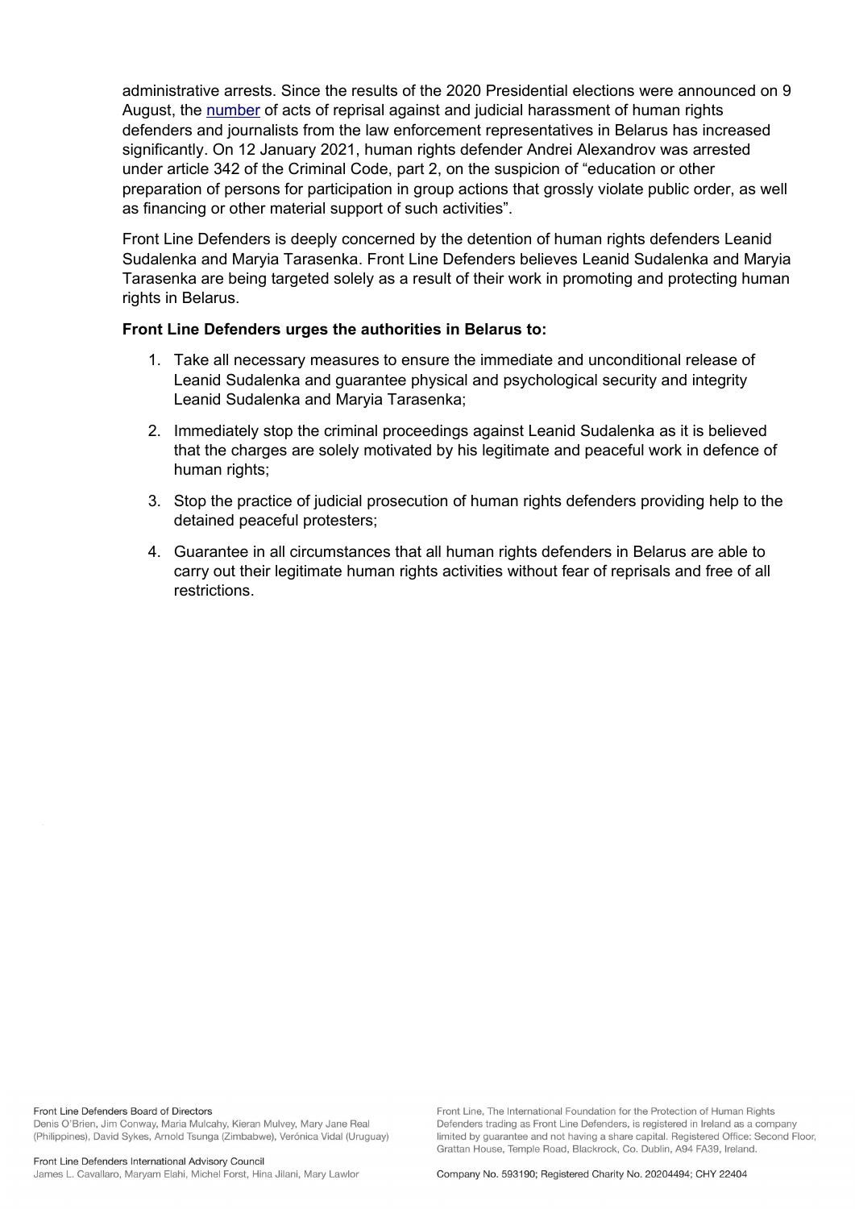administrative arrests. Since the results of the 2020 Presidential elections were announced on 9 August, the number of acts of reprisal against and judicial harassment of human rights defenders and journalists from the law enforcement representatives in Belarus has increased significantly. On 12 January 2021, human rights defender Andrei Alexandrov was arrested under article 342 of the Criminal Code, part 2, on the suspicion of "education or other preparation of persons for participation in group actions that grossly violate public order, as well as financing or other material support of such activities".

Front Line Defenders is deeply concerned by the detention of human rights defenders Leanid Sudalenka and Maryia Tarasenka. Front Line Defenders believes Leanid Sudalenka and Maryia Tarasenka are being targeted solely as a result of their work in promoting and protecting human rights in Belarus.

**Front Line Defenders urges the authorities in Belarus to:**

1. Take all necessary measures to ensure the immediate and unconditional release of Leanid Sudalenka and guarantee physical and psychological security and integrity Leanid Sudalenka and Maryia Tarasenka;
2. Immediately stop the criminal proceedings against Leanid Sudalenka as it is believed that the charges are solely motivated by his legitimate and peaceful work in defence of human rights;
3. Stop the practice of judicial prosecution of human rights defenders providing help to the detained peaceful protesters;
4. Guarantee in all circumstances that all human rights defenders in Belarus are able to carry out their legitimate human rights activities without fear of reprisals and free of all restrictions.